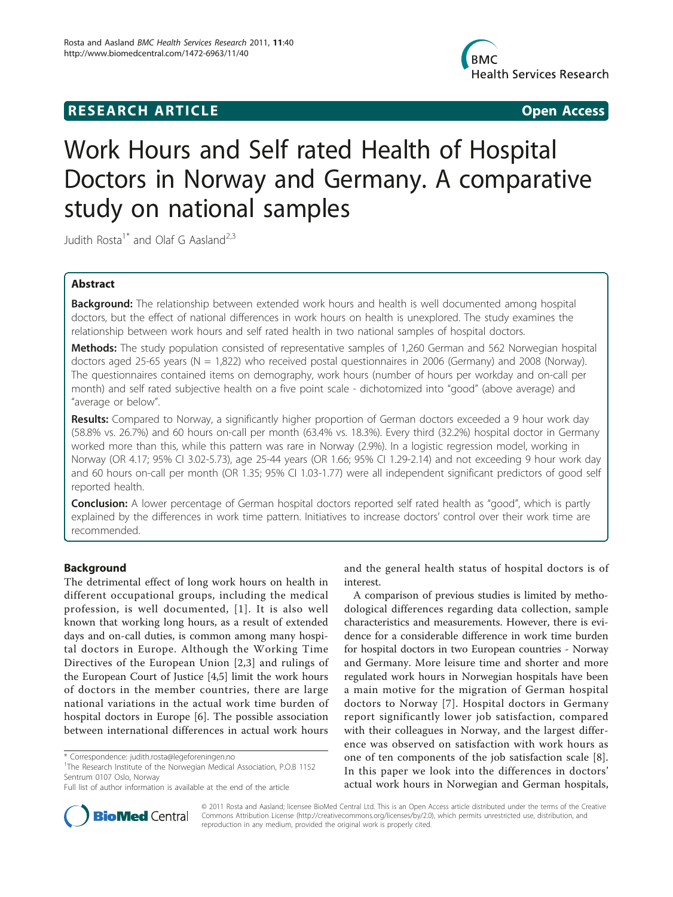**RESEARCH ARTICLE** **Open Access**

# Work Hours and Self rated Health of Hospital Doctors in Norway and Germany. A comparative study on national samples

Judith Rosta[1*] and Olaf G Aasland[2,3]

## Abstract

**Background:** The relationship between extended work hours and health is well documented among hospital doctors, but the effect of national differences in work hours on health is unexplored. The study examines the relationship between work hours and self rated health in two national samples of hospital doctors.

**Methods:** The study population consisted of representative samples of 1,260 German and 562 Norwegian hospital doctors aged 25-65 years (N = 1,822) who received postal questionnaires in 2006 (Germany) and 2008 (Norway). The questionnaires contained items on demography, work hours (number of hours per workday and on-call per month) and self rated subjective health on a five point scale - dichotomized into "good" (above average) and "average or below".

**Results:** Compared to Norway, a significantly higher proportion of German doctors exceeded a 9 hour work day (58.8% vs. 26.7%) and 60 hours on-call per month (63.4% vs. 18.3%). Every third (32.2%) hospital doctor in Germany worked more than this, while this pattern was rare in Norway (2.9%). In a logistic regression model, working in Norway (OR 4.17; 95% CI 3.02-5.73), age 25-44 years (OR 1.66; 95% CI 1.29-2.14) and not exceeding 9 hour work day and 60 hours on-call per month (OR 1.35; 95% CI 1.03-1.77) were all independent significant predictors of good self reported health.

**Conclusion:** A lower percentage of German hospital doctors reported self rated health as "good", which is partly explained by the differences in work time pattern. Initiatives to increase doctors' control over their work time are recommended.

## Background

The detrimental effect of long work hours on health in different occupational groups, including the medical profession, is well documented, [1]. It is also well known that working long hours, as a result of extended days and on-call duties, is common among many hospital doctors in Europe. Although the Working Time Directives of the European Union [2,3] and rulings of the European Court of Justice [4,5] limit the work hours of doctors in the member countries, there are large national variations in the actual work time burden of hospital doctors in Europe [6]. The possible association between international differences in actual work hours and the general health status of hospital doctors is of interest.

A comparison of previous studies is limited by methodological differences regarding data collection, sample characteristics and measurements. However, there is evidence for a considerable difference in work time burden for hospital doctors in two European countries - Norway and Germany. More leisure time and shorter and more regulated work hours in Norwegian hospitals have been a main motive for the migration of German hospital doctors to Norway [7]. Hospital doctors in Germany report significantly lower job satisfaction, compared with their colleagues in Norway, and the largest difference was observed on satisfaction with work hours as one of ten components of the job satisfaction scale [8]. In this paper we look into the differences in doctors' actual work hours in Norwegian and German hospitals,

\* Correspondence: judith.rosta@legeforeningen.no
[1]The Research Institute of the Norwegian Medical Association, P.O.B 1152 Sentrum 0107 Oslo, Norway
Full list of author information is available at the end of the article

© 2011 Rosta and Aasland; licensee BioMed Central Ltd. This is an Open Access article distributed under the terms of the Creative Commons Attribution License (http://creativecommons.org/licenses/by/2.0), which permits unrestricted use, distribution, and reproduction in any medium, provided the original work is properly cited.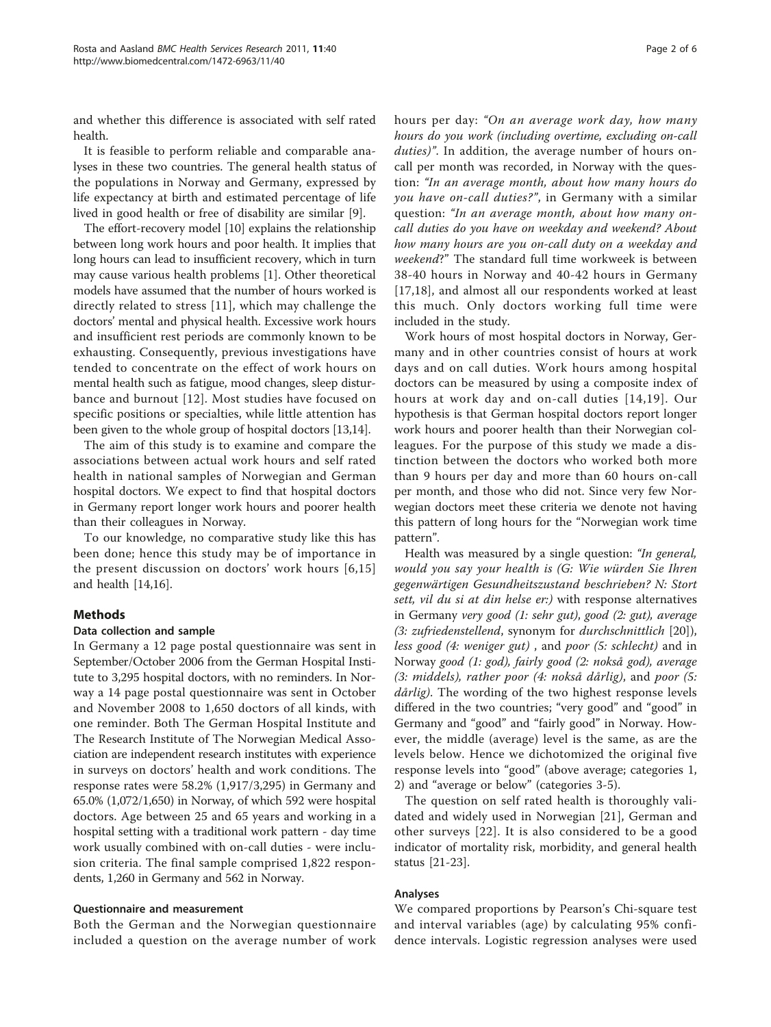and whether this difference is associated with self rated health.

It is feasible to perform reliable and comparable analyses in these two countries. The general health status of the populations in Norway and Germany, expressed by life expectancy at birth and estimated percentage of life lived in good health or free of disability are similar [9].

The effort-recovery model [10] explains the relationship between long work hours and poor health. It implies that long hours can lead to insufficient recovery, which in turn may cause various health problems [1]. Other theoretical models have assumed that the number of hours worked is directly related to stress [11], which may challenge the doctors' mental and physical health. Excessive work hours and insufficient rest periods are commonly known to be exhausting. Consequently, previous investigations have tended to concentrate on the effect of work hours on mental health such as fatigue, mood changes, sleep disturbance and burnout [12]. Most studies have focused on specific positions or specialties, while little attention has been given to the whole group of hospital doctors [13,14].

The aim of this study is to examine and compare the associations between actual work hours and self rated health in national samples of Norwegian and German hospital doctors. We expect to find that hospital doctors in Germany report longer work hours and poorer health than their colleagues in Norway.

To our knowledge, no comparative study like this has been done; hence this study may be of importance in the present discussion on doctors' work hours [6,15] and health [14,16].

## Methods

### Data collection and sample

In Germany a 12 page postal questionnaire was sent in September/October 2006 from the German Hospital Institute to 3,295 hospital doctors, with no reminders. In Norway a 14 page postal questionnaire was sent in October and November 2008 to 1,650 doctors of all kinds, with one reminder. Both The German Hospital Institute and The Research Institute of The Norwegian Medical Association are independent research institutes with experience in surveys on doctors' health and work conditions. The response rates were 58.2% (1,917/3,295) in Germany and 65.0% (1,072/1,650) in Norway, of which 592 were hospital doctors. Age between 25 and 65 years and working in a hospital setting with a traditional work pattern - day time work usually combined with on-call duties - were inclusion criteria. The final sample comprised 1,822 respondents, 1,260 in Germany and 562 in Norway.

### Questionnaire and measurement

Both the German and the Norwegian questionnaire included a question on the average number of work hours per day: *"On an average work day, how many hours do you work (including overtime, excluding on-call duties)"*. In addition, the average number of hours on-call per month was recorded, in Norway with the question: *"In an average month, about how many hours do you have on-call duties?"*, in Germany with a similar question: *"In an average month, about how many on-call duties do you have on weekday and weekend? About how many hours are you on-call duty on a weekday and weekend?"* The standard full time workweek is between 38-40 hours in Norway and 40-42 hours in Germany [17,18], and almost all our respondents worked at least this much. Only doctors working full time were included in the study.

Work hours of most hospital doctors in Norway, Germany and in other countries consist of hours at work days and on call duties. Work hours among hospital doctors can be measured by using a composite index of hours at work day and on-call duties [14,19]. Our hypothesis is that German hospital doctors report longer work hours and poorer health than their Norwegian colleagues. For the purpose of this study we made a distinction between the doctors who worked both more than 9 hours per day and more than 60 hours on-call per month, and those who did not. Since very few Norwegian doctors meet these criteria we denote not having this pattern of long hours for the "Norwegian work time pattern".

Health was measured by a single question: *"In general, would you say your health is (G: Wie würden Sie Ihren gegenwärtigen Gesundheitszustand beschrieben? N: Stort sett, vil du si at din helse er:)* with response alternatives in Germany *very good (1: sehr gut), good (2: gut), average (3: zufriedenstellend*, synonym for *durchschnittlich* [20]), *less good (4: weniger gut)* , and *poor (5: schlecht)* and in Norway *good (1: god), fairly good (2: nokså god), average (3: middels), rather poor (4: nokså dårlig)*, and *poor (5: dårlig)*. The wording of the two highest response levels differed in the two countries; "very good" and "good" in Germany and "good" and "fairly good" in Norway. However, the middle (average) level is the same, as are the levels below. Hence we dichotomized the original five response levels into "good" (above average; categories 1, 2) and "average or below" (categories 3-5).

The question on self rated health is thoroughly validated and widely used in Norwegian [21], German and other surveys [22]. It is also considered to be a good indicator of mortality risk, morbidity, and general health status [21-23].

### Analyses

We compared proportions by Pearson's Chi-square test and interval variables (age) by calculating 95% confidence intervals. Logistic regression analyses were used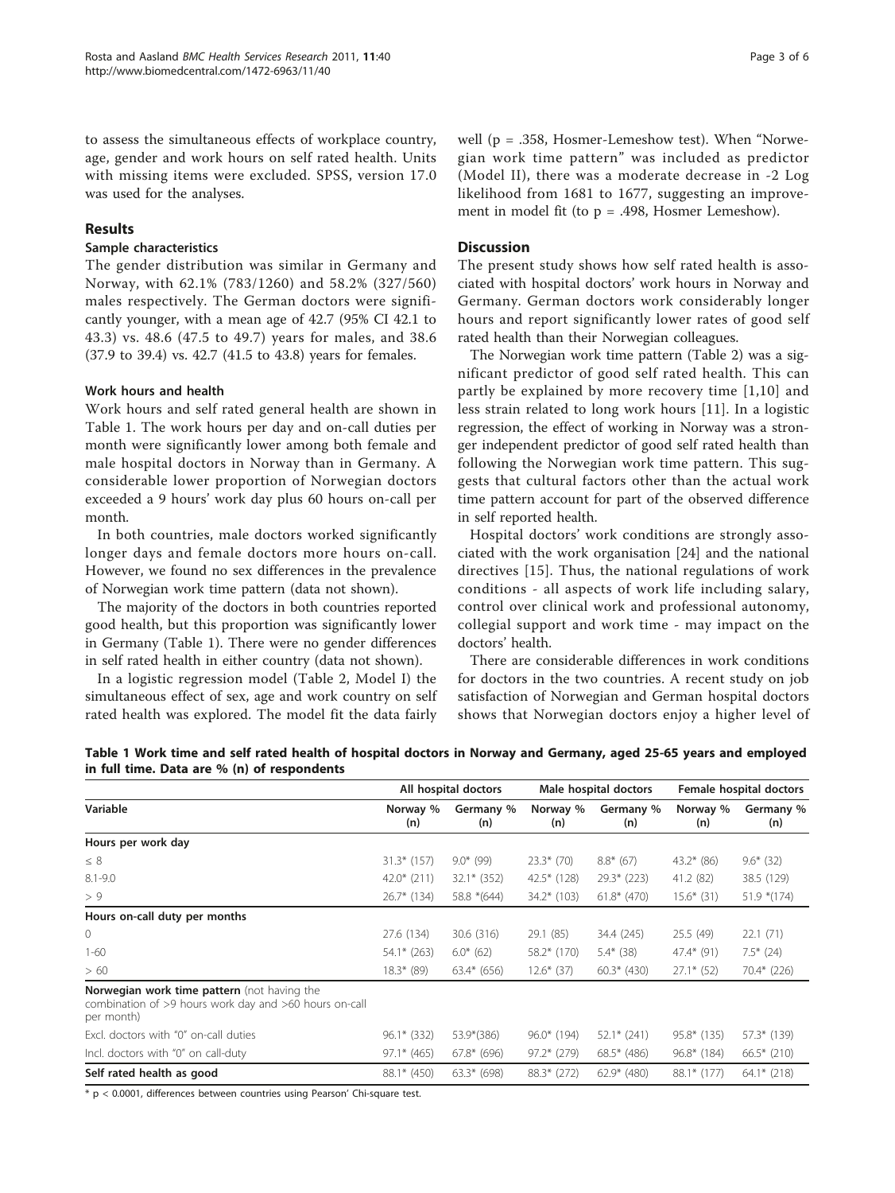to assess the simultaneous effects of workplace country, age, gender and work hours on self rated health. Units with missing items were excluded. SPSS, version 17.0 was used for the analyses.

## Results

### Sample characteristics

The gender distribution was similar in Germany and Norway, with 62.1% (783/1260) and 58.2% (327/560) males respectively. The German doctors were significantly younger, with a mean age of 42.7 (95% CI 42.1 to 43.3) vs. 48.6 (47.5 to 49.7) years for males, and 38.6 (37.9 to 39.4) vs. 42.7 (41.5 to 43.8) years for females.

### Work hours and health

Work hours and self rated general health are shown in Table 1. The work hours per day and on-call duties per month were significantly lower among both female and male hospital doctors in Norway than in Germany. A considerable lower proportion of Norwegian doctors exceeded a 9 hours' work day plus 60 hours on-call per month.

In both countries, male doctors worked significantly longer days and female doctors more hours on-call. However, we found no sex differences in the prevalence of Norwegian work time pattern (data not shown).

The majority of the doctors in both countries reported good health, but this proportion was significantly lower in Germany (Table 1). There were no gender differences in self rated health in either country (data not shown).

In a logistic regression model (Table 2, Model I) the simultaneous effect of sex, age and work country on self rated health was explored. The model fit the data fairly well (p = .358, Hosmer-Lemeshow test). When "Norwegian work time pattern" was included as predictor (Model II), there was a moderate decrease in -2 Log likelihood from 1681 to 1677, suggesting an improvement in model fit (to p = .498, Hosmer Lemeshow).

## Discussion

The present study shows how self rated health is associated with hospital doctors' work hours in Norway and Germany. German doctors work considerably longer hours and report significantly lower rates of good self rated health than their Norwegian colleagues.

The Norwegian work time pattern (Table 2) was a significant predictor of good self rated health. This can partly be explained by more recovery time [1,10] and less strain related to long work hours [11]. In a logistic regression, the effect of working in Norway was a stronger independent predictor of good self rated health than following the Norwegian work time pattern. This suggests that cultural factors other than the actual work time pattern account for part of the observed difference in self reported health.

Hospital doctors' work conditions are strongly associated with the work organisation [24] and the national directives [15]. Thus, the national regulations of work conditions - all aspects of work life including salary, control over clinical work and professional autonomy, collegial support and work time - may impact on the doctors' health.

There are considerable differences in work conditions for doctors in the two countries. A recent study on job satisfaction of Norwegian and German hospital doctors shows that Norwegian doctors enjoy a higher level of

**Table 1 Work time and self rated health of hospital doctors in Norway and Germany, aged 25-65 years and employed in full time. Data are % (n) of respondents**

| Variable | All hospital doctors | | Male hospital doctors | | Female hospital doctors | |
|---|---|---|---|---|---|---|
| | Norway % (n) | Germany % (n) | Norway % (n) | Germany % (n) | Norway % (n) | Germany % (n) |
| **Hours per work day** | | | | | | |
| ≤ 8 | 31.3* (157) | 9.0* (99) | 23.3* (70) | 8.8* (67) | 43.2* (86) | 9.6* (32) |
| 8.1-9.0 | 42.0* (211) | 32.1* (352) | 42.5* (128) | 29.3* (223) | 41.2 (82) | 38.5 (129) |
| > 9 | 26.7* (134) | 58.8 *(644) | 34.2* (103) | 61.8* (470) | 15.6* (31) | 51.9 *(174) |
| **Hours on-call duty per months** | | | | | | |
| 0 | 27.6 (134) | 30.6 (316) | 29.1 (85) | 34.4 (245) | 25.5 (49) | 22.1 (71) |
| 1-60 | 54.1* (263) | 6.0* (62) | 58.2* (170) | 5.4* (38) | 47.4* (91) | 7.5* (24) |
| > 60 | 18.3* (89) | 63.4* (656) | 12.6* (37) | 60.3* (430) | 27.1* (52) | 70.4* (226) |
| **Norwegian work time pattern** (not having the combination of >9 hours work day and >60 hours on-call per month) | | | | | | |
| Excl. doctors with "0" on-call duties | 96.1* (332) | 53.9*(386) | 96.0* (194) | 52.1* (241) | 95.8* (135) | 57.3* (139) |
| Incl. doctors with "0" on call-duty | 97.1* (465) | 67.8* (696) | 97.2* (279) | 68.5* (486) | 96.8* (184) | 66.5* (210) |
| **Self rated health as good** | 88.1* (450) | 63.3* (698) | 88.3* (272) | 62.9* (480) | 88.1* (177) | 64.1* (218) |

* p < 0.0001, differences between countries using Pearson' Chi-square test.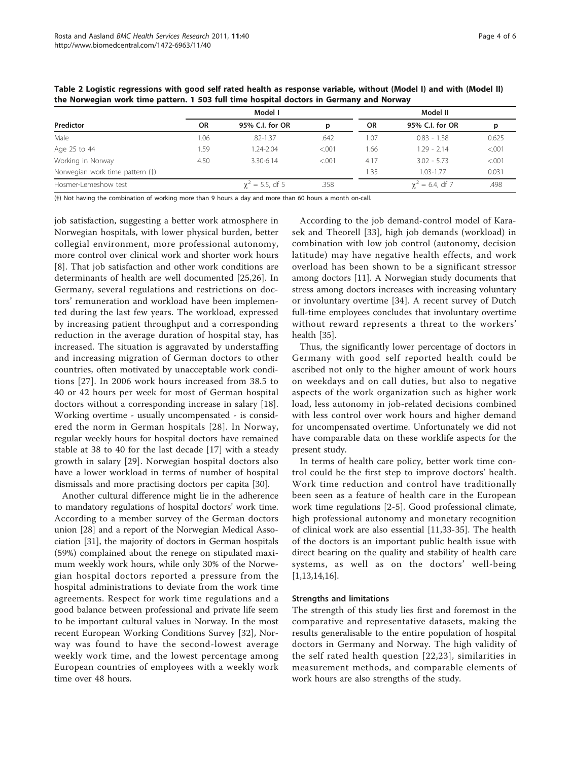**Table 2 Logistic regressions with good self rated health as response variable, without (Model I) and with (Model II) the Norwegian work time pattern. 1 503 full time hospital doctors in Germany and Norway**

| | Model I | | | Model II | | |
|---|---|---|---|---|---|---|
| **Predictor** | **OR** | **95% C.I. for OR** | **p** | **OR** | **95% C.I. for OR** | **p** |
| Male | 1.06 | .82-1.37 | .642 | 1.07 | 0.83 - 1.38 | 0.625 |
| Age 25 to 44 | 1.59 | 1.24-2.04 | <.001 | 1.66 | 1.29 - 2.14 | <.001 |
| Working in Norway | 4.50 | 3.30-6.14 | <.001 | 4.17 | 3.02 - 5.73 | <.001 |
| Norwegian work time pattern (‡) | | | | 1.35 | 1.03-1.77 | 0.031 |
| Hosmer-Lemeshow test | | $\chi^2$ = 5.5, df 5 | .358 | | $\chi^2$ = 6.4, df 7 | .498 |

(‡) Not having the combination of working more than 9 hours a day and more than 60 hours a month on-call.

job satisfaction, suggesting a better work atmosphere in Norwegian hospitals, with lower physical burden, better collegial environment, more professional autonomy, more control over clinical work and shorter work hours [8]. That job satisfaction and other work conditions are determinants of health are well documented [25,26]. In Germany, several regulations and restrictions on doctors' remuneration and workload have been implemented during the last few years. The workload, expressed by increasing patient throughput and a corresponding reduction in the average duration of hospital stay, has increased. The situation is aggravated by understaffing and increasing migration of German doctors to other countries, often motivated by unacceptable work conditions [27]. In 2006 work hours increased from 38.5 to 40 or 42 hours per week for most of German hospital doctors without a corresponding increase in salary [18]. Working overtime - usually uncompensated - is considered the norm in German hospitals [28]. In Norway, regular weekly hours for hospital doctors have remained stable at 38 to 40 for the last decade [17] with a steady growth in salary [29]. Norwegian hospital doctors also have a lower workload in terms of number of hospital dismissals and more practising doctors per capita [30].

Another cultural difference might lie in the adherence to mandatory regulations of hospital doctors' work time. According to a member survey of the German doctors union [28] and a report of the Norwegian Medical Association [31], the majority of doctors in German hospitals (59%) complained about the renege on stipulated maximum weekly work hours, while only 30% of the Norwegian hospital doctors reported a pressure from the hospital administrations to deviate from the work time agreements. Respect for work time regulations and a good balance between professional and private life seem to be important cultural values in Norway. In the most recent European Working Conditions Survey [32], Norway was found to have the second-lowest average weekly work time, and the lowest percentage among European countries of employees with a weekly work time over 48 hours.

According to the job demand-control model of Karasek and Theorell [33], high job demands (workload) in combination with low job control (autonomy, decision latitude) may have negative health effects, and work overload has been shown to be a significant stressor among doctors [11]. A Norwegian study documents that stress among doctors increases with increasing voluntary or involuntary overtime [34]. A recent survey of Dutch full-time employees concludes that involuntary overtime without reward represents a threat to the workers' health [35].

Thus, the significantly lower percentage of doctors in Germany with good self reported health could be ascribed not only to the higher amount of work hours on weekdays and on call duties, but also to negative aspects of the work organization such as higher work load, less autonomy in job-related decisions combined with less control over work hours and higher demand for uncompensated overtime. Unfortunately we did not have comparable data on these worklife aspects for the present study.

In terms of health care policy, better work time control could be the first step to improve doctors' health. Work time reduction and control have traditionally been seen as a feature of health care in the European work time regulations [2-5]. Good professional climate, high professional autonomy and monetary recognition of clinical work are also essential [11,33-35]. The health of the doctors is an important public health issue with direct bearing on the quality and stability of health care systems, as well as on the doctors' well-being [1,13,14,16].

### Strengths and limitations

The strength of this study lies first and foremost in the comparative and representative datasets, making the results generalisable to the entire population of hospital doctors in Germany and Norway. The high validity of the self rated health question [22,23], similarities in measurement methods, and comparable elements of work hours are also strengths of the study.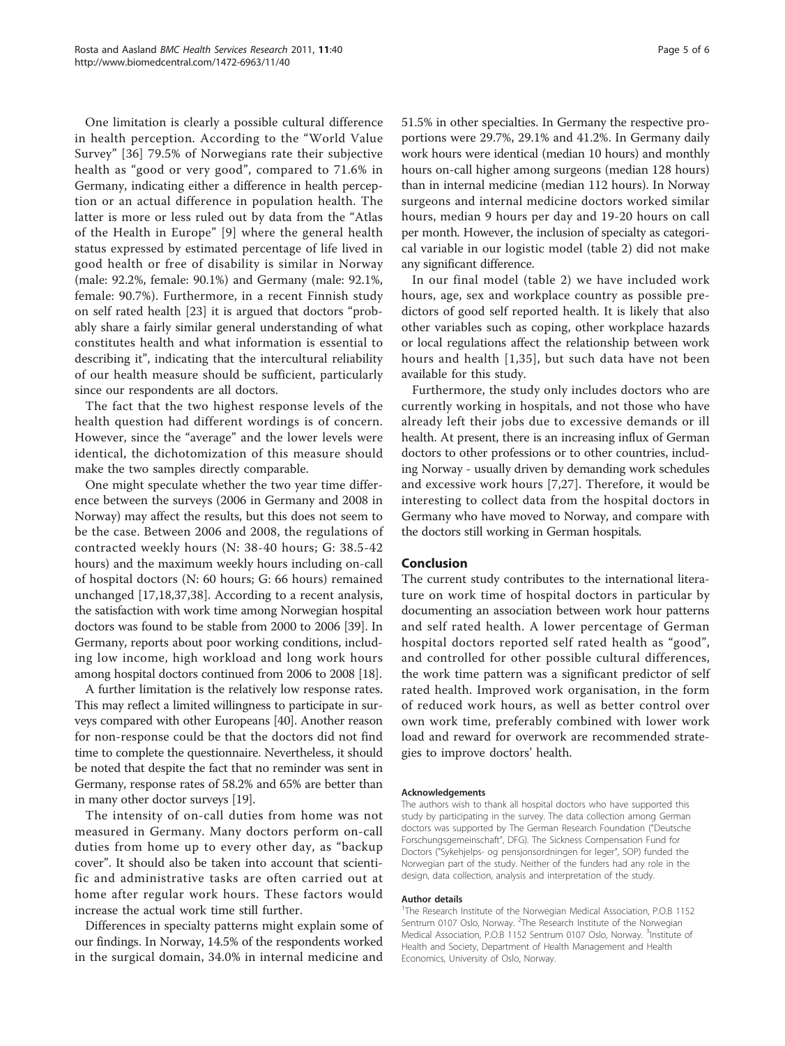One limitation is clearly a possible cultural difference in health perception. According to the "World Value Survey" [36] 79.5% of Norwegians rate their subjective health as "good or very good", compared to 71.6% in Germany, indicating either a difference in health perception or an actual difference in population health. The latter is more or less ruled out by data from the "Atlas of the Health in Europe" [9] where the general health status expressed by estimated percentage of life lived in good health or free of disability is similar in Norway (male: 92.2%, female: 90.1%) and Germany (male: 92.1%, female: 90.7%). Furthermore, in a recent Finnish study on self rated health [23] it is argued that doctors "probably share a fairly similar general understanding of what constitutes health and what information is essential to describing it", indicating that the intercultural reliability of our health measure should be sufficient, particularly since our respondents are all doctors.

The fact that the two highest response levels of the health question had different wordings is of concern. However, since the "average" and the lower levels were identical, the dichotomization of this measure should make the two samples directly comparable.

One might speculate whether the two year time difference between the surveys (2006 in Germany and 2008 in Norway) may affect the results, but this does not seem to be the case. Between 2006 and 2008, the regulations of contracted weekly hours (N: 38-40 hours; G: 38.5-42 hours) and the maximum weekly hours including on-call of hospital doctors (N: 60 hours; G: 66 hours) remained unchanged [17,18,37,38]. According to a recent analysis, the satisfaction with work time among Norwegian hospital doctors was found to be stable from 2000 to 2006 [39]. In Germany, reports about poor working conditions, including low income, high workload and long work hours among hospital doctors continued from 2006 to 2008 [18].

A further limitation is the relatively low response rates. This may reflect a limited willingness to participate in surveys compared with other Europeans [40]. Another reason for non-response could be that the doctors did not find time to complete the questionnaire. Nevertheless, it should be noted that despite the fact that no reminder was sent in Germany, response rates of 58.2% and 65% are better than in many other doctor surveys [19].

The intensity of on-call duties from home was not measured in Germany. Many doctors perform on-call duties from home up to every other day, as "backup cover". It should also be taken into account that scientific and administrative tasks are often carried out at home after regular work hours. These factors would increase the actual work time still further.

Differences in specialty patterns might explain some of our findings. In Norway, 14.5% of the respondents worked in the surgical domain, 34.0% in internal medicine and 51.5% in other specialties. In Germany the respective proportions were 29.7%, 29.1% and 41.2%. In Germany daily work hours were identical (median 10 hours) and monthly hours on-call higher among surgeons (median 128 hours) than in internal medicine (median 112 hours). In Norway surgeons and internal medicine doctors worked similar hours, median 9 hours per day and 19-20 hours on call per month. However, the inclusion of specialty as categorical variable in our logistic model (table 2) did not make any significant difference.

In our final model (table 2) we have included work hours, age, sex and workplace country as possible predictors of good self reported health. It is likely that also other variables such as coping, other workplace hazards or local regulations affect the relationship between work hours and health [1,35], but such data have not been available for this study.

Furthermore, the study only includes doctors who are currently working in hospitals, and not those who have already left their jobs due to excessive demands or ill health. At present, there is an increasing influx of German doctors to other professions or to other countries, including Norway - usually driven by demanding work schedules and excessive work hours [7,27]. Therefore, it would be interesting to collect data from the hospital doctors in Germany who have moved to Norway, and compare with the doctors still working in German hospitals.

## Conclusion

The current study contributes to the international literature on work time of hospital doctors in particular by documenting an association between work hour patterns and self rated health. A lower percentage of German hospital doctors reported self rated health as "good", and controlled for other possible cultural differences, the work time pattern was a significant predictor of self rated health. Improved work organisation, in the form of reduced work hours, as well as better control over own work time, preferably combined with lower work load and reward for overwork are recommended strategies to improve doctors' health.

#### Acknowledgements

The authors wish to thank all hospital doctors who have supported this study by participating in the survey. The data collection among German doctors was supported by The German Research Foundation ("Deutsche Forschungsgemeinschaft", DFG). The Sickness Compensation Fund for Doctors ("Sykehjelps- og pensjonsordningen for leger", SOP) funded the Norwegian part of the study. Neither of the funders had any role in the design, data collection, analysis and interpretation of the study.

#### Author details

[1]The Research Institute of the Norwegian Medical Association, P.O.B 1152 Sentrum 0107 Oslo, Norway. [2]The Research Institute of the Norwegian Medical Association, P.O.B 1152 Sentrum 0107 Oslo, Norway. [3]Institute of Health and Society, Department of Health Management and Health Economics, University of Oslo, Norway.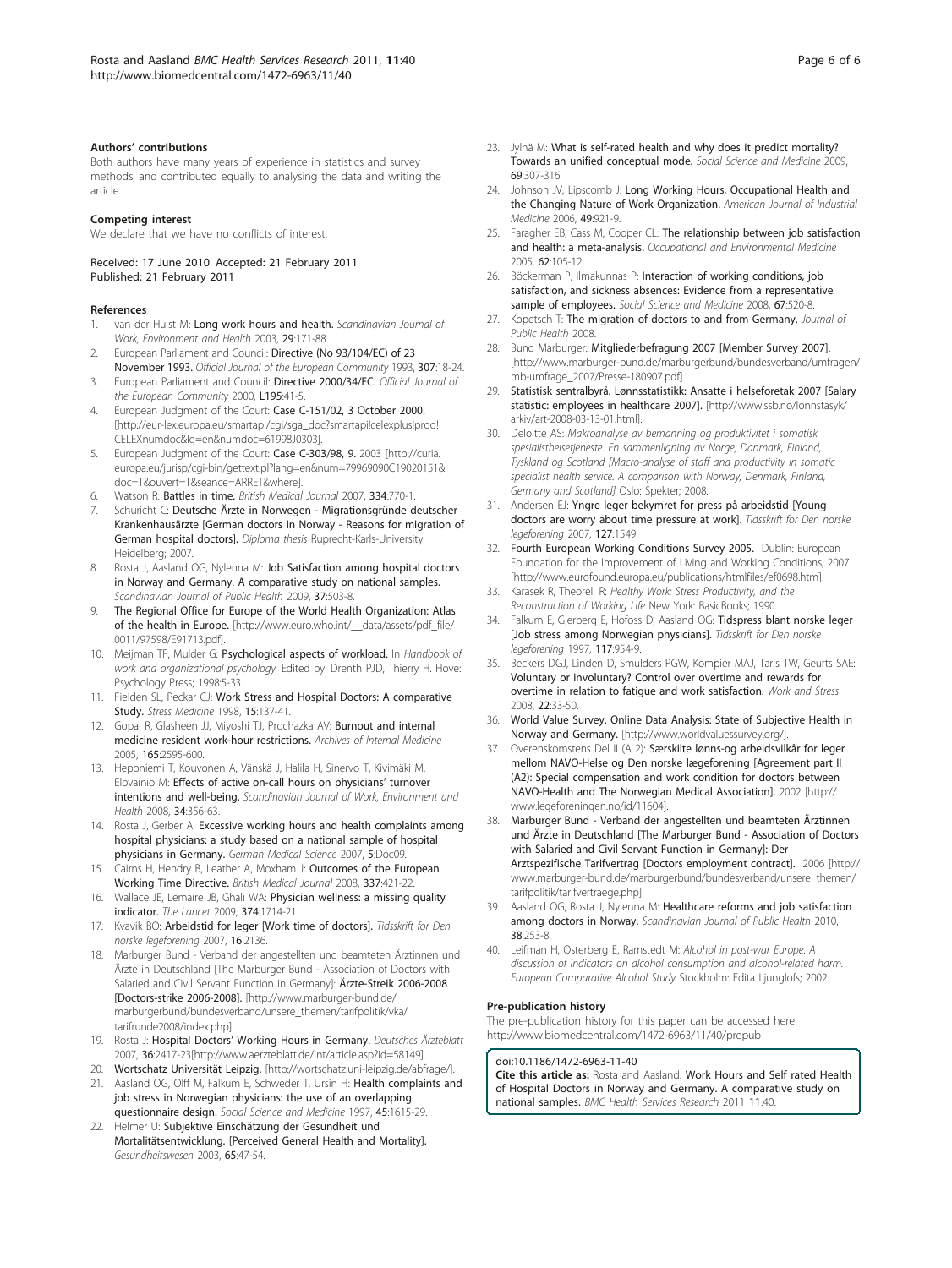### Authors' contributions

Both authors have many years of experience in statistics and survey methods, and contributed equally to analysing the data and writing the article.

### Competing interest

We declare that we have no conflicts of interest.

Received: 17 June 2010 Accepted: 21 February 2011
Published: 21 February 2011

### References

1. van der Hulst M: **Long work hours and health.** *Scandinavian Journal of Work, Environment and Health* 2003, **29**:171-88.
2. European Parliament and Council: **Directive (No 93/104/EC) of 23 November 1993.** *Official Journal of the European Community* 1993, **307**:18-24.
3. European Parliament and Council: **Directive 2000/34/EC.** *Official Journal of the European Community* 2000, **L195**:41-5.
4. European Judgment of the Court: **Case C-151/02, 3 October 2000.** [http://eur-lex.europa.eu/smartapi/cgi/sga_doc?smartapi!celexplus!prod!CELEXnumdoc&lg=en&numdoc=61998J0303].
5. European Judgment of the Court: **Case C-303/98, 9.** 2003 [http://curia.europa.eu/jurisp/cgi-bin/gettext.pl?lang=en&num=79969090C19020151&doc=T&ouvert=T&seance=ARRET&where].
6. Watson R: **Battles in time.** *British Medical Journal* 2007, **334**:770-1.
7. Schuricht C: **Deutsche Ärzte in Norwegen - Migrationsgründe deutscher Krankenhausärzte [German doctors in Norway - Reasons for migration of German hospital doctors].** *Diploma thesis* Ruprecht-Karls-University Heidelberg; 2007.
8. Rosta J, Aasland OG, Nylenna M: **Job Satisfaction among hospital doctors in Norway and Germany. A comparative study on national samples.** *Scandinavian Journal of Public Health* 2009, **37**:503-8.
9. **The Regional Office for Europe of the World Health Organization: Atlas of the health in Europe.** [http://www.euro.who.int/__data/assets/pdf_file/0011/97598/E91713.pdf].
10. Meijman TF, Mulder G: **Psychological aspects of workload.** In *Handbook of work and organizational psychology.* Edited by: Drenth PJD, Thierry H. Hove: Psychology Press; 1998:5-33.
11. Fielden SL, Peckar CJ: **Work Stress and Hospital Doctors: A comparative Study.** *Stress Medicine* 1998, **15**:137-41.
12. Gopal R, Glasheen JJ, Miyoshi TJ, Prochazka AV: **Burnout and internal medicine resident work-hour restrictions.** *Archives of Internal Medicine* 2005, **165**:2595-600.
13. Heponiemi T, Kouvonen A, Vänskä J, Halila H, Sinervo T, Kivimäki M, Elovainio M: **Effects of active on-call hours on physicians' turnover intentions and well-being.** *Scandinavian Journal of Work, Environment and Health* 2008, **34**:356-63.
14. Rosta J, Gerber A: **Excessive working hours and health complaints among hospital physicians: a study based on a national sample of hospital physicians in Germany.** *German Medical Science* 2007, **5**:Doc09.
15. Cairns H, Hendry B, Leather A, Moxham J: **Outcomes of the European Working Time Directive.** *British Medical Journal* 2008, **337**:421-22.
16. Wallace JE, Lemaire JB, Ghali WA: **Physician wellness: a missing quality indicator.** *The Lancet* 2009, **374**:1714-21.
17. Kvavik BO: **Arbeidstid for leger [Work time of doctors].** *Tidsskrift for Den norske legeforening* 2007, **16**:2136.
18. Marburger Bund - Verband der angestellten und beamteten Ärztinnen und Ärzte in Deutschland [The Marburger Bund - Association of Doctors with Salaried and Civil Servant Function in Germany]: **Ärzte-Streik 2006-2008 [Doctors-strike 2006-2008].** [http://www.marburger-bund.de/marburgerbund/bundesverband/unsere_themen/tarifpolitik/vka/tarifrunde2008/index.php].
19. Rosta J: **Hospital Doctors' Working Hours in Germany.** *Deutsches Ärzteblatt* 2007, **36**:2417-23[http://www.aerzteblatt.de/int/article.asp?id=58149].
20. **Wortschatz Universität Leipzig.** [http://wortschatz.uni-leipzig.de/abfrage/].
21. Aasland OG, Olff M, Falkum E, Schweder T, Ursin H: **Health complaints and job stress in Norwegian physicians: the use of an overlapping questionnaire design.** *Social Science and Medicine* 1997, **45**:1615-29.
22. Helmer U: **Subjektive Einschätzung der Gesundheit und Mortalitätsentwicklung. [Perceived General Health and Mortality].** *Gesundheitswesen* 2003, **65**:47-54.
23. Jylhä M: **What is self-rated health and why does it predict mortality? Towards an unified conceptual mode.** *Social Science and Medicine* 2009, **69**:307-316.
24. Johnson JV, Lipscomb J: **Long Working Hours, Occupational Health and the Changing Nature of Work Organization.** *American Journal of Industrial Medicine* 2006, **49**:921-9.
25. Faragher EB, Cass M, Cooper CL: **The relationship between job satisfaction and health: a meta-analysis.** *Occupational and Environmental Medicine* 2005, **62**:105-12.
26. Böckerman P, Ilmakunnas P: **Interaction of working conditions, job satisfaction, and sickness absences: Evidence from a representative sample of employees.** *Social Science and Medicine* 2008, **67**:520-8.
27. Kopetsch T: **The migration of doctors to and from Germany.** *Journal of Public Health* 2008.
28. Bund Marburger: **Mitgliederbefragung 2007 [Member Survey 2007].** [http://www.marburger-bund.de/marburgerbund/bundesverband/umfragen/mb-umfrage_2007/Presse-180907.pdf].
29. **Statistisk sentralbyrå. Lønnsstatistikk: Ansatte i helseforetak 2007 [Salary statistic: employees in healthcare 2007].** [http://www.ssb.no/lonnstasyk/arkiv/art-2008-03-13-01.html].
30. Deloitte AS: *Makroanalyse av bemanning og produktivitet i somatisk spesialisthelsetjeneste. En sammenligning av Norge, Danmark, Finland, Tyskland og Scotland [Macro-analyse of staff and productivity in somatic specialist health service. A comparison with Norway, Denmark, Finland, Germany and Scotland]* Oslo: Spekter; 2008.
31. Andersen EJ: **Yngre leger bekymret for press på arbeidstid [Young doctors are worry about time pressure at work].** *Tidsskrift for Den norske legeforening* 2007, **127**:1549.
32. **Fourth European Working Conditions Survey 2005.** Dublin: European Foundation for the Improvement of Living and Working Conditions; 2007 [http://www.eurofound.europa.eu/publications/htmlfiles/ef0698.htm].
33. Karasek R, Theorell R: *Healthy Work: Stress Productivity, and the Reconstruction of Working Life* New York: BasicBooks; 1990.
34. Falkum E, Gjerberg E, Hofoss D, Aasland OG: **Tidspress blant norske leger [Job stress among Norwegian physicians].** *Tidsskrift for Den norske legeforening* 1997, **117**:954-9.
35. Beckers DGJ, Linden D, Smulders PGW, Kompier MAJ, Taris TW, Geurts SAE: **Voluntary or involuntary? Control over overtime and rewards for overtime in relation to fatigue and work satisfaction.** *Work and Stress* 2008, **22**:33-50.
36. **World Value Survey. Online Data Analysis: State of Subjective Health in Norway and Germany.** [http://www.worldvaluessurvey.org/].
37. Overenskomstens Del II (A 2): **Særskilte lønns-og arbeidsvilkår for leger mellom NAVO-Helse og Den norske lægeforening [Agreement part II (A2): Special compensation and work condition for doctors between NAVO-Health and The Norwegian Medical Association].** 2002 [http://www.legeforeningen.no/id/11604].
38. **Marburger Bund - Verband der angestellten und beamteten Ärztinnen und Ärzte in Deutschland [The Marburger Bund - Association of Doctors with Salaried and Civil Servant Function in Germany]: Der Arztspezifische Tarifvertrag [Doctors employment contract].** 2006 [http://www.marburger-bund.de/marburgerbund/bundesverband/unsere_themen/tarifpolitik/tarifvertraege.php].
39. Aasland OG, Rosta J, Nylenna M: **Healthcare reforms and job satisfaction among doctors in Norway.** *Scandinavian Journal of Public Health* 2010, **38**:253-8.
40. Leifman H, Osterberg E, Ramstedt M: *Alcohol in post-war Europe. A discussion of indicators on alcohol consumption and alcohol-related harm. European Comparative Alcohol Study* Stockholm: Edita Ljunglofs; 2002.

### Pre-publication history

The pre-publication history for this paper can be accessed here:
http://www.biomedcentral.com/1472-6963/11/40/prepub

doi:10.1186/1472-6963-11-40
**Cite this article as:** Rosta and Aasland: **Work Hours and Self rated Health of Hospital Doctors in Norway and Germany. A comparative study on national samples.** *BMC Health Services Research* 2011 **11**:40.